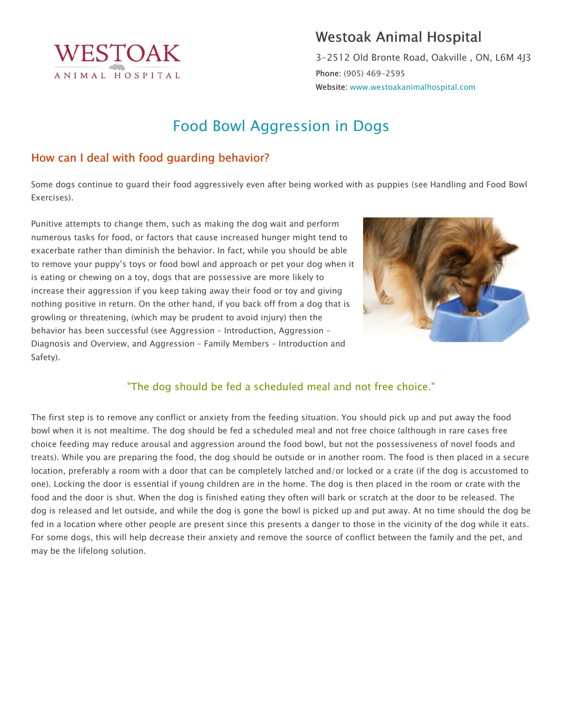# Westoak Animal Hospital

3-2512 Old Bronte Road, Oakville , ON, L6M 4J3
**Phone**: (905) 469-2595
**Website**: www.westoakanimalhospital.com

# Food Bowl Aggression in Dogs

## How can I deal with food guarding behavior?

Some dogs continue to guard their food aggressively even after being worked with as puppies (see Handling and Food Bowl Exercises).

Punitive attempts to change them, such as making the dog wait and perform numerous tasks for food, or factors that cause increased hunger might tend to exacerbate rather than diminish the behavior. In fact, while you should be able to remove your puppy's toys or food bowl and approach or pet your dog when it is eating or chewing on a toy, dogs that are possessive are more likely to increase their aggression if you keep taking away their food or toy and giving nothing positive in return. On the other hand, if you back off from a dog that is growling or threatening, (which may be prudent to avoid injury) then the behavior has been successful (see Aggression – Introduction, Aggression – Diagnosis and Overview, and Aggression – Family Members – Introduction and Safety).

> "The dog should be fed a scheduled meal and not free choice."

The first step is to remove any conflict or anxiety from the feeding situation. You should pick up and put away the food bowl when it is not mealtime. The dog should be fed a scheduled meal and not free choice (although in rare cases free choice feeding may reduce arousal and aggression around the food bowl, but not the possessiveness of novel foods and treats). While you are preparing the food, the dog should be outside or in another room. The food is then placed in a secure location, preferably a room with a door that can be completely latched and/or locked or a crate (if the dog is accustomed to one). Locking the door is essential if young children are in the home. The dog is then placed in the room or crate with the food and the door is shut. When the dog is finished eating they often will bark or scratch at the door to be released. The dog is released and let outside, and while the dog is gone the bowl is picked up and put away. At no time should the dog be fed in a location where other people are present since this presents a danger to those in the vicinity of the dog while it eats. For some dogs, this will help decrease their anxiety and remove the source of conflict between the family and the pet, and may be the lifelong solution.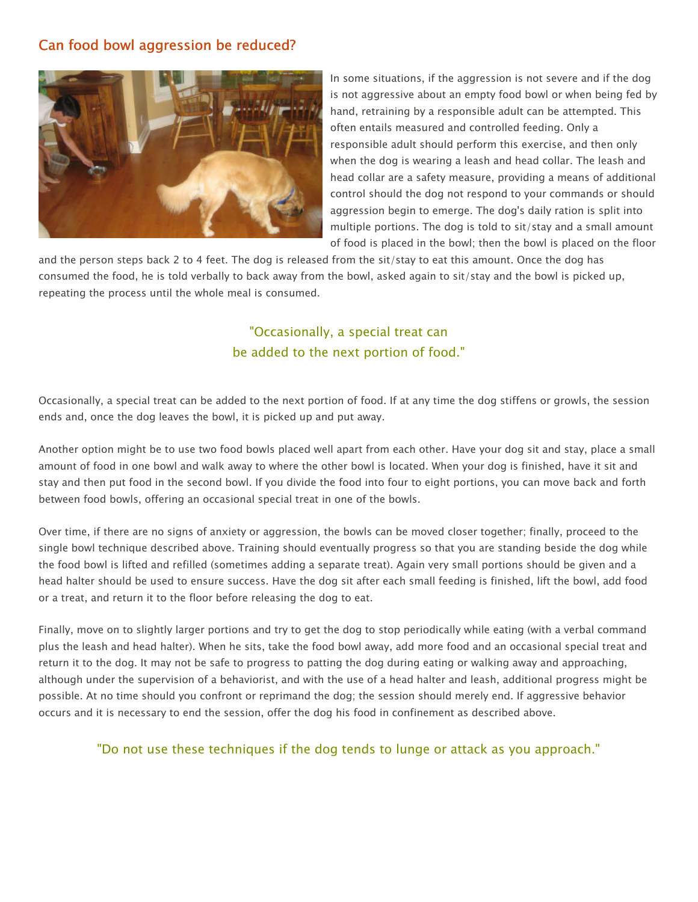## Can food bowl aggression be reduced?

In some situations, if the aggression is not severe and if the dog is not aggressive about an empty food bowl or when being fed by hand, retraining by a responsible adult can be attempted. This often entails measured and controlled feeding. Only a responsible adult should perform this exercise, and then only when the dog is wearing a leash and head collar. The leash and head collar are a safety measure, providing a means of additional control should the dog not respond to your commands or should aggression begin to emerge. The dog's daily ration is split into multiple portions. The dog is told to sit/stay and a small amount of food is placed in the bowl; then the bowl is placed on the floor and the person steps back 2 to 4 feet. The dog is released from the sit/stay to eat this amount. Once the dog has consumed the food, he is told verbally to back away from the bowl, asked again to sit/stay and the bowl is picked up, repeating the process until the whole meal is consumed.

"Occasionally, a special treat can be added to the next portion of food."

Occasionally, a special treat can be added to the next portion of food. If at any time the dog stiffens or growls, the session ends and, once the dog leaves the bowl, it is picked up and put away.

Another option might be to use two food bowls placed well apart from each other. Have your dog sit and stay, place a small amount of food in one bowl and walk away to where the other bowl is located. When your dog is finished, have it sit and stay and then put food in the second bowl. If you divide the food into four to eight portions, you can move back and forth between food bowls, offering an occasional special treat in one of the bowls.

Over time, if there are no signs of anxiety or aggression, the bowls can be moved closer together; finally, proceed to the single bowl technique described above. Training should eventually progress so that you are standing beside the dog while the food bowl is lifted and refilled (sometimes adding a separate treat). Again very small portions should be given and a head halter should be used to ensure success. Have the dog sit after each small feeding is finished, lift the bowl, add food or a treat, and return it to the floor before releasing the dog to eat.

Finally, move on to slightly larger portions and try to get the dog to stop periodically while eating (with a verbal command plus the leash and head halter). When he sits, take the food bowl away, add more food and an occasional special treat and return it to the dog. It may not be safe to progress to patting the dog during eating or walking away and approaching, although under the supervision of a behaviorist, and with the use of a head halter and leash, additional progress might be possible. At no time should you confront or reprimand the dog; the session should merely end. If aggressive behavior occurs and it is necessary to end the session, offer the dog his food in confinement as described above.

"Do not use these techniques if the dog tends to lunge or attack as you approach."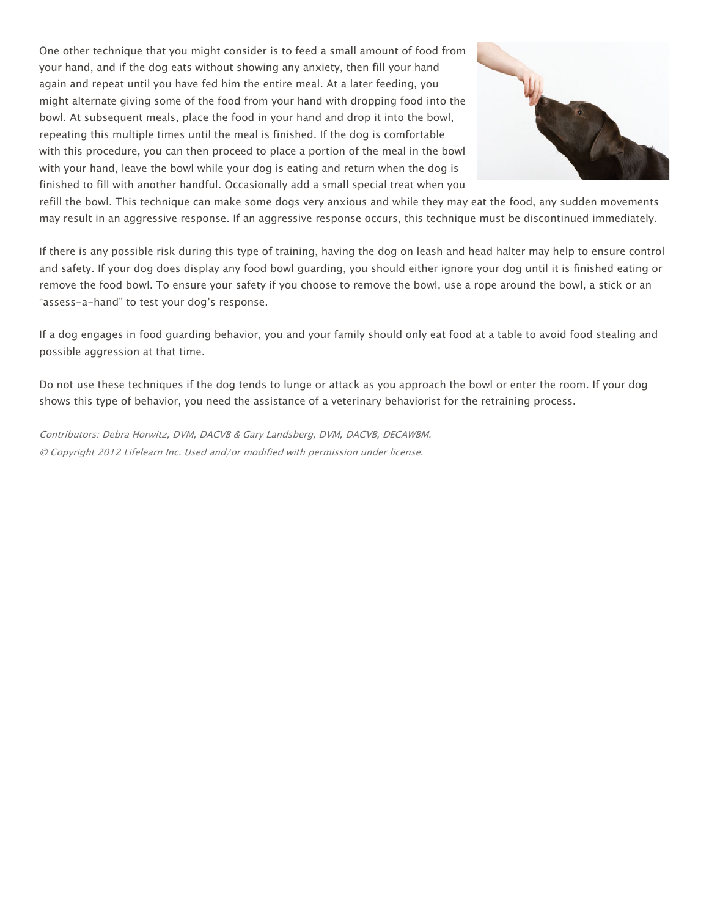One other technique that you might consider is to feed a small amount of food from your hand, and if the dog eats without showing any anxiety, then fill your hand again and repeat until you have fed him the entire meal. At a later feeding, you might alternate giving some of the food from your hand with dropping food into the bowl. At subsequent meals, place the food in your hand and drop it into the bowl, repeating this multiple times until the meal is finished. If the dog is comfortable with this procedure, you can then proceed to place a portion of the meal in the bowl with your hand, leave the bowl while your dog is eating and return when the dog is finished to fill with another handful. Occasionally add a small special treat when you refill the bowl. This technique can make some dogs very anxious and while they may eat the food, any sudden movements may result in an aggressive response. If an aggressive response occurs, this technique must be discontinued immediately.

If there is any possible risk during this type of training, having the dog on leash and head halter may help to ensure control and safety. If your dog does display any food bowl guarding, you should either ignore your dog until it is finished eating or remove the food bowl. To ensure your safety if you choose to remove the bowl, use a rope around the bowl, a stick or an "assess-a-hand" to test your dog's response.

If a dog engages in food guarding behavior, you and your family should only eat food at a table to avoid food stealing and possible aggression at that time.

Do not use these techniques if the dog tends to lunge or attack as you approach the bowl or enter the room. If your dog shows this type of behavior, you need the assistance of a veterinary behaviorist for the retraining process.

*Contributors: Debra Horwitz, DVM, DACVB & Gary Landsberg, DVM, DACVB, DECAWBM.*
*© Copyright 2012 Lifelearn Inc. Used and/or modified with permission under license.*